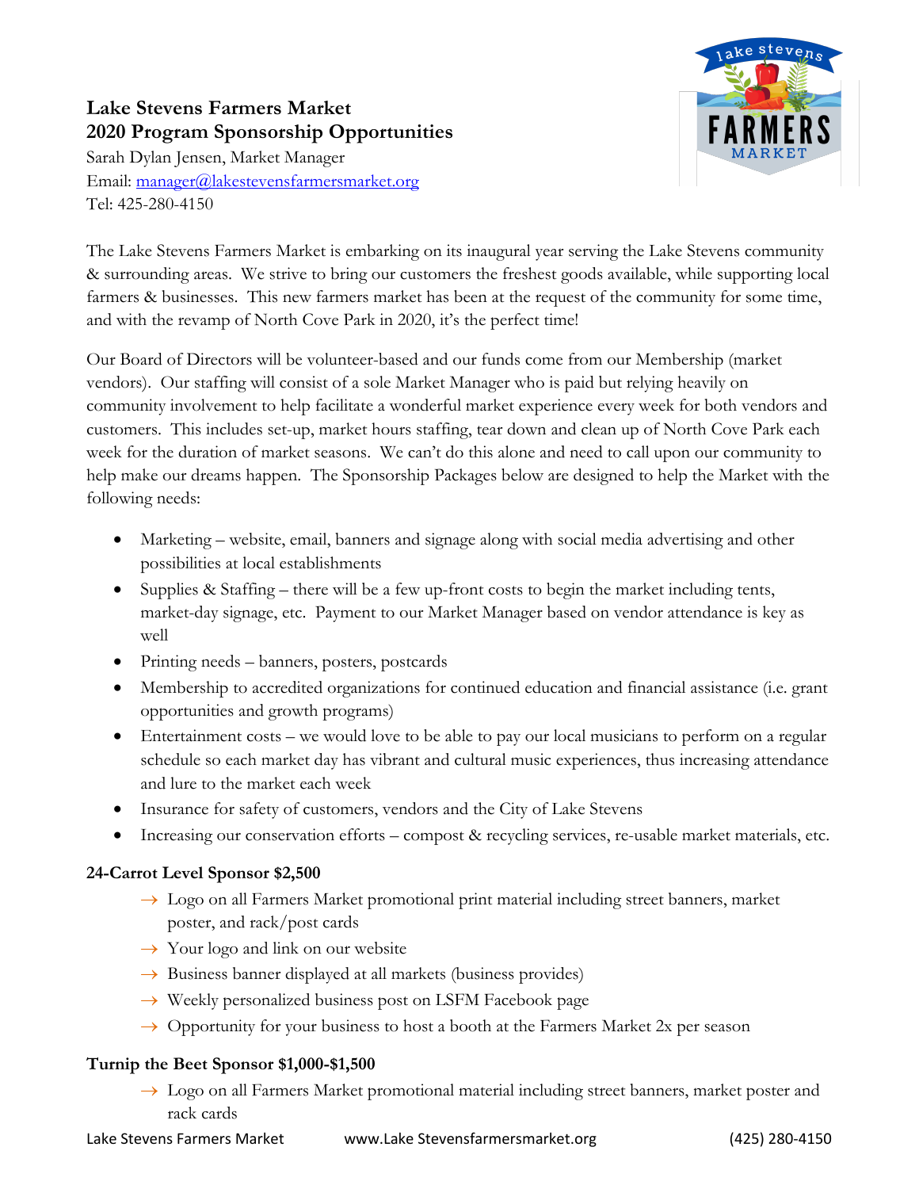# Lake Stevens Farmers Market
## 2020 Program Sponsorship Opportunities

Sarah Dylan Jensen, Market Manager
Email: manager@lakestevensfarmersmarket.org
Tel: 425-280-4150

The Lake Stevens Farmers Market is embarking on its inaugural year serving the Lake Stevens community & surrounding areas. We strive to bring our customers the freshest goods available, while supporting local farmers & businesses. This new farmers market has been at the request of the community for some time, and with the revamp of North Cove Park in 2020, it's the perfect time!

Our Board of Directors will be volunteer-based and our funds come from our Membership (market vendors). Our staffing will consist of a sole Market Manager who is paid but relying heavily on community involvement to help facilitate a wonderful market experience every week for both vendors and customers. This includes set-up, market hours staffing, tear down and clean up of North Cove Park each week for the duration of market seasons. We can't do this alone and need to call upon our community to help make our dreams happen. The Sponsorship Packages below are designed to help the Market with the following needs:

- Marketing – website, email, banners and signage along with social media advertising and other possibilities at local establishments
- Supplies & Staffing – there will be a few up-front costs to begin the market including tents, market-day signage, etc. Payment to our Market Manager based on vendor attendance is key as well
- Printing needs – banners, posters, postcards
- Membership to accredited organizations for continued education and financial assistance (i.e. grant opportunities and growth programs)
- Entertainment costs – we would love to be able to pay our local musicians to perform on a regular schedule so each market day has vibrant and cultural music experiences, thus increasing attendance and lure to the market each week
- Insurance for safety of customers, vendors and the City of Lake Stevens
- Increasing our conservation efforts – compost & recycling services, re-usable market materials, etc.

### 24-Carrot Level Sponsor $2,500

→ Logo on all Farmers Market promotional print material including street banners, market poster, and rack/post cards
→ Your logo and link on our website
→ Business banner displayed at all markets (business provides)
→ Weekly personalized business post on LSFM Facebook page
→ Opportunity for your business to host a booth at the Farmers Market 2x per season

### Turnip the Beet Sponsor $1,000-$1,500

→ Logo on all Farmers Market promotional material including street banners, market poster and rack cards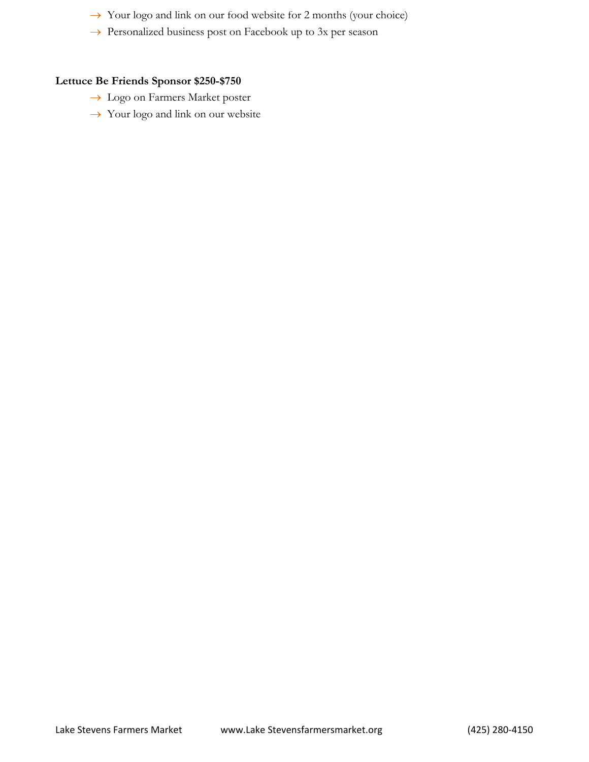- → Your logo and link on our food website for 2 months (your choice)
- → Personalized business post on Facebook up to 3x per season

**Lettuce Be Friends Sponsor $250-$750**

- → Logo on Farmers Market poster
- → Your logo and link on our website